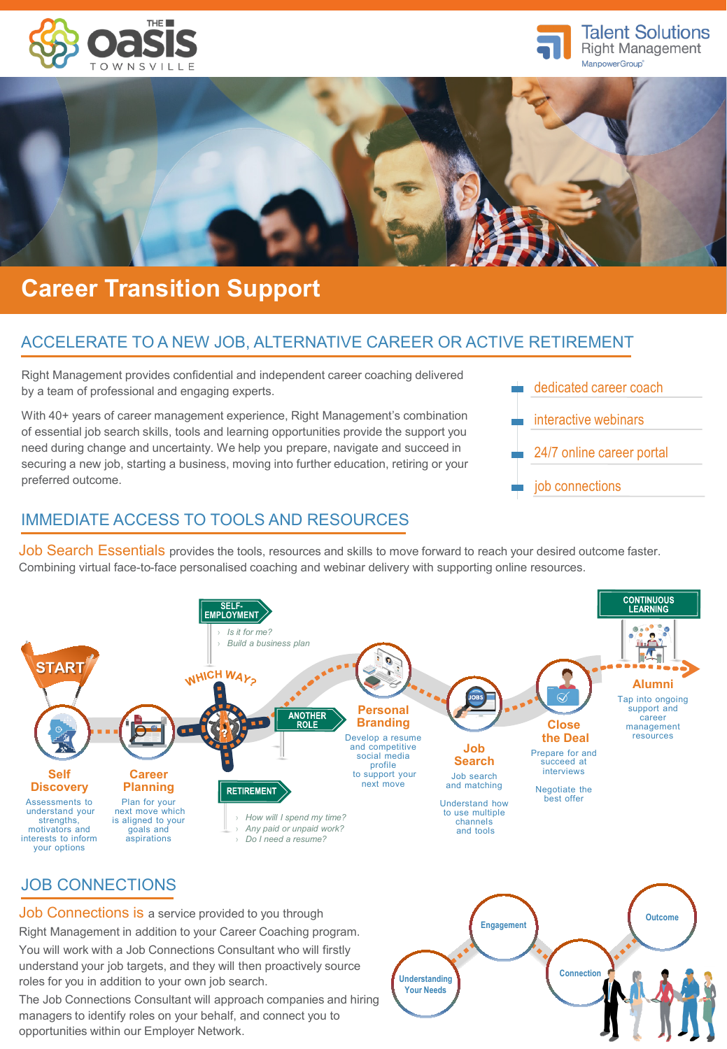# Career Transition Support

## ACCELERATE TO A NEW JOB, ALTERNATIVE CAREER OR ACTIVE RETIREMENT

Right Management provides confidential and independent career coaching delivered by a team of professional and engaging experts.

With 40+ years of career management experience, Right Management's combination of essential job search skills, tools and learning opportunities provide the support you need during change and uncertainty. We help you prepare, navigate and succeed in securing a new job, starting a business, moving into further education, retiring or your preferred outcome.

- dedicated career coach
- interactive webinars
- 24/7 online career portal
- job connections

## IMMEDIATE ACCESS TO TOOLS AND RESOURCES

Job Search Essentials provides the tools, resources and skills to move forward to reach your desired outcome faster. Combining virtual face-to-face personalised coaching and webinar delivery with supporting online resources.

START

**Self Discovery**
Assessments to understand your strengths, motivators and interests to inform your options

**Career Planning**
Plan for your next move which is aligned to your goals and aspirations

WHICH WAY?

**SELF-EMPLOYMENT**
- Is it for me?
- Build a business plan

**ANOTHER ROLE**

**RETIREMENT**
- How will I spend my time?
- Any paid or unpaid work?
- Do I need a resume?

**Personal Branding**
Develop a resume and competitive social media profile to support your next move

**Job Search**
Job search and matching

Understand how to use multiple channels and tools

**Close the Deal**
Prepare for and succeed at interviews

Negotiate the best offer

**CONTINUOUS LEARNING**

**Alumni**
Tap into ongoing support and career management resources

## JOB CONNECTIONS

Job Connections is a service provided to you through Right Management in addition to your Career Coaching program.

You will work with a Job Connections Consultant who will firstly understand your job targets, and they will then proactively source roles for you in addition to your own job search.

The Job Connections Consultant will approach companies and hiring managers to identify roles on your behalf, and connect you to opportunities within our Employer Network.

Understanding Your Needs → Engagement → Connection → Outcome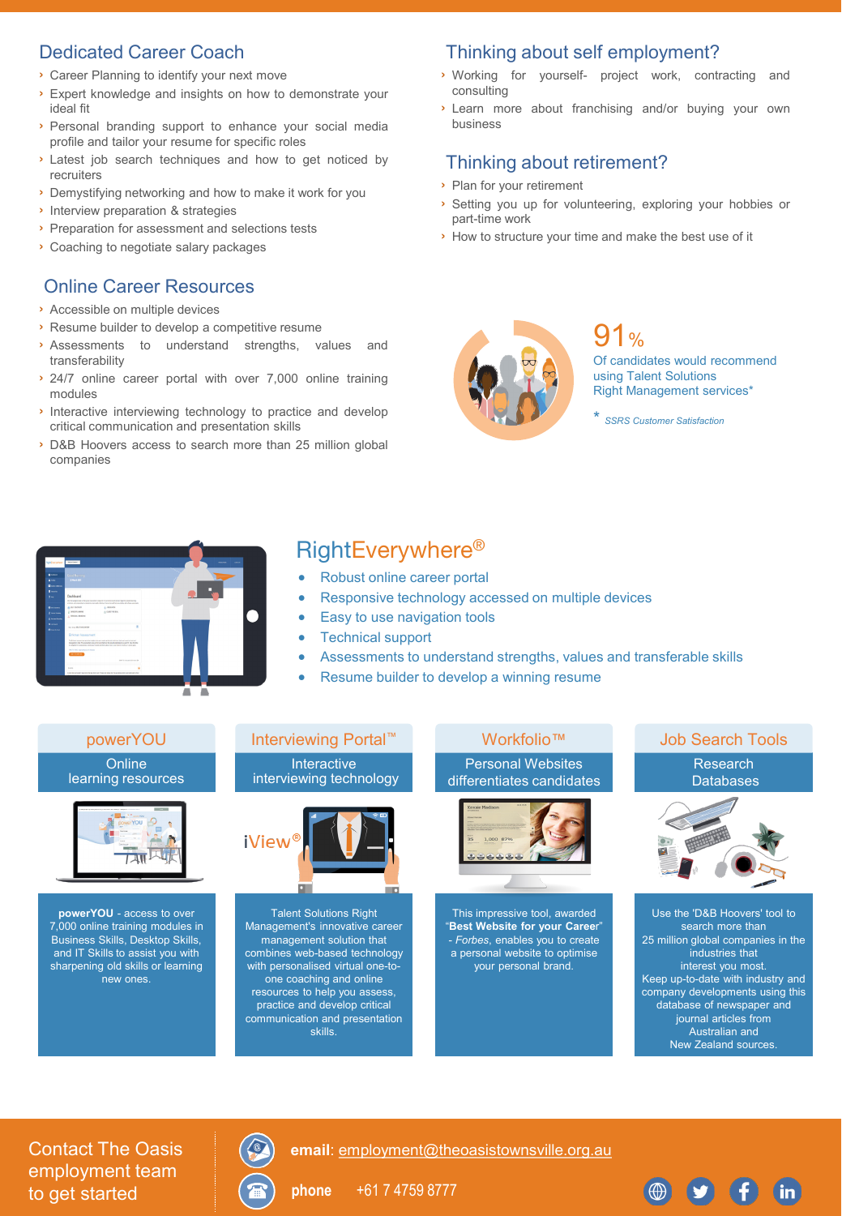## Dedicated Career Coach

- Career Planning to identify your next move
- Expert knowledge and insights on how to demonstrate your ideal fit
- Personal branding support to enhance your social media profile and tailor your resume for specific roles
- Latest job search techniques and how to get noticed by recruiters
- Demystifying networking and how to make it work for you
- Interview preparation & strategies
- Preparation for assessment and selections tests
- Coaching to negotiate salary packages

## Online Career Resources

- Accessible on multiple devices
- Resume builder to develop a competitive resume
- Assessments to understand strengths, values and transferability
- 24/7 online career portal with over 7,000 online training modules
- Interactive interviewing technology to practice and develop critical communication and presentation skills
- D&B Hoovers access to search more than 25 million global companies

## Thinking about self employment?

- Working for yourself- project work, contracting and consulting
- Learn more about franchising and/or buying your own business

## Thinking about retirement?

- Plan for your retirement
- Setting you up for volunteering, exploring your hobbies or part-time work
- How to structure your time and make the best use of it

**91%**

Of candidates would recommend using Talent Solutions Right Management services*

*\* SSRS Customer Satisfaction*

## RightEverywhere®

- Robust online career portal
- Responsive technology accessed on multiple devices
- Easy to use navigation tools
- Technical support
- Assessments to understand strengths, values and transferable skills
- Resume builder to develop a winning resume

### powerYOU

Online learning resources

**powerYOU** - access to over 7,000 online training modules in Business Skills, Desktop Skills, and IT Skills to assist you with sharpening old skills or learning new ones.

### Interviewing Portal™

Interactive interviewing technology

iView®

Talent Solutions Right Management's innovative career management solution that combines web-based technology with personalised virtual one-to-one coaching and online resources to help you assess, practice and develop critical communication and presentation skills.

### Workfolio™

Personal Websites differentiates candidates

This impressive tool, awarded "**Best Website for your Career**" - *Forbes*, enables you to create a personal website to optimise your personal brand.

### Job Search Tools

Research Databases

Use the 'D&B Hoovers' tool to search more than 25 million global companies in the industries that interest you most.
Keep up-to-date with industry and company developments using this database of newspaper and journal articles from Australian and New Zealand sources.

Contact The Oasis employment team to get started

**email**: employment@theoasistownsville.org.au

**phone** +61 7 4759 8777